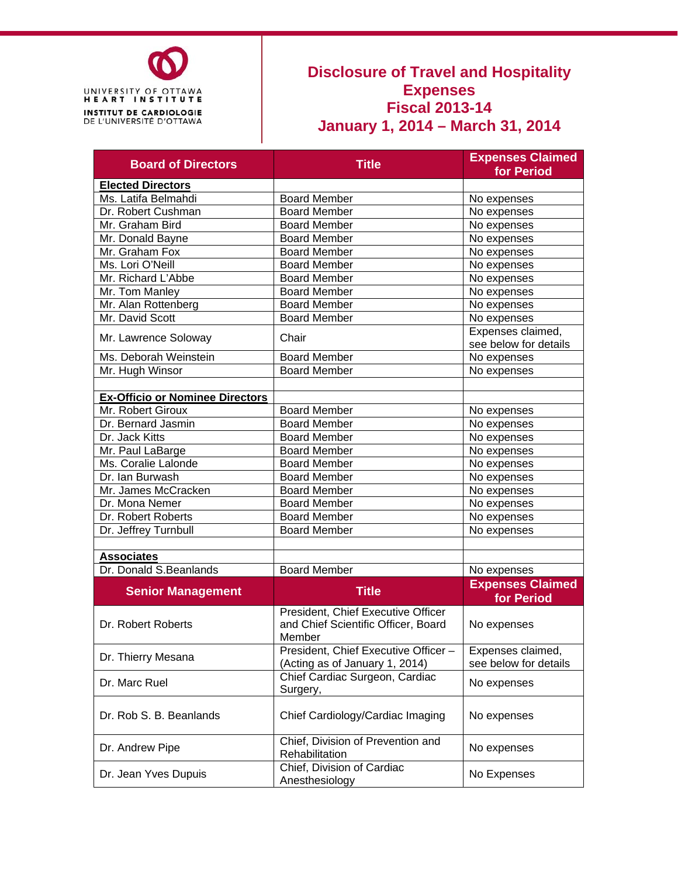UNIVERSITY OF OTTAWA
HEART INSTITUTE
INSTITUT DE CARDIOLOGIE
DE L'UNIVERSITÉ D'OTTAWA

# Disclosure of Travel and Hospitality Expenses
# Fiscal 2013-14
# January 1, 2014 – March 31, 2014

| Board of Directors | Title | Expenses Claimed for Period |
|---|---|---|
| **Elected Directors** | | |
| Ms. Latifa Belmahdi | Board Member | No expenses |
| Dr. Robert Cushman | Board Member | No expenses |
| Mr. Graham Bird | Board Member | No expenses |
| Mr. Donald Bayne | Board Member | No expenses |
| Mr. Graham Fox | Board Member | No expenses |
| Ms. Lori O'Neill | Board Member | No expenses |
| Mr. Richard L'Abbe | Board Member | No expenses |
| Mr. Tom Manley | Board Member | No expenses |
| Mr. Alan Rottenberg | Board Member | No expenses |
| Mr. David Scott | Board Member | No expenses |
| Mr. Lawrence Soloway | Chair | Expenses claimed, see below for details |
| Ms. Deborah Weinstein | Board Member | No expenses |
| Mr. Hugh Winsor | Board Member | No expenses |
| | | |
| **Ex-Officio or Nominee Directors** | | |
| Mr. Robert Giroux | Board Member | No expenses |
| Dr. Bernard Jasmin | Board Member | No expenses |
| Dr. Jack Kitts | Board Member | No expenses |
| Mr. Paul LaBarge | Board Member | No expenses |
| Ms. Coralie Lalonde | Board Member | No expenses |
| Dr. Ian Burwash | Board Member | No expenses |
| Mr. James McCracken | Board Member | No expenses |
| Dr. Mona Nemer | Board Member | No expenses |
| Dr. Robert Roberts | Board Member | No expenses |
| Dr. Jeffrey Turnbull | Board Member | No expenses |
| | | |
| **Associates** | | |
| Dr. Donald S.Beanlands | Board Member | No expenses |

| Senior Management | Title | Expenses Claimed for Period |
|---|---|---|
| Dr. Robert Roberts | President, Chief Executive Officer and Chief Scientific Officer, Board Member | No expenses |
| Dr. Thierry Mesana | President, Chief Executive Officer – (Acting as of January 1, 2014) | Expenses claimed, see below for details |
| Dr. Marc Ruel | Chief Cardiac Surgeon, Cardiac Surgery, | No expenses |
| Dr. Rob S. B. Beanlands | Chief Cardiology/Cardiac Imaging | No expenses |
| Dr. Andrew Pipe | Chief, Division of Prevention and Rehabilitation | No expenses |
| Dr. Jean Yves Dupuis | Chief, Division of Cardiac Anesthesiology | No Expenses |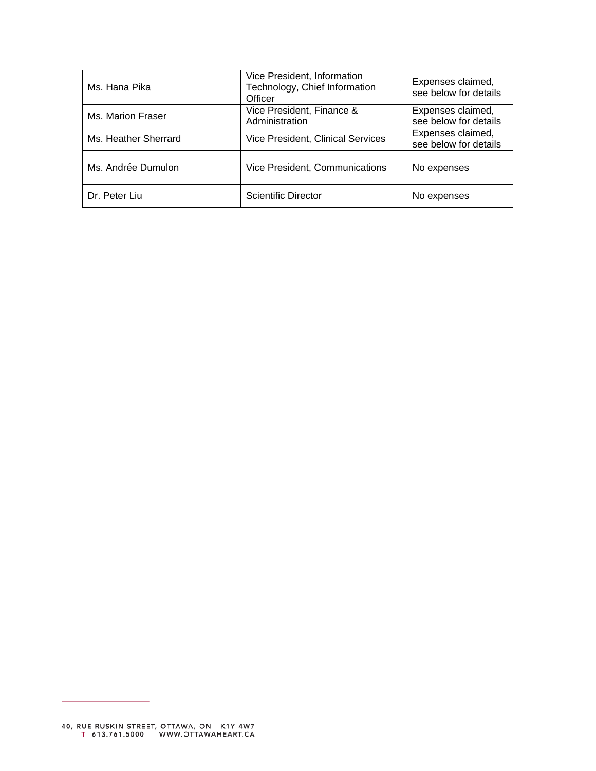| Ms. Hana Pika | Vice President, Information Technology, Chief Information Officer | Expenses claimed, see below for details |
|---|---|---|
| Ms. Marion Fraser | Vice President, Finance & Administration | Expenses claimed, see below for details |
| Ms. Heather Sherrard | Vice President, Clinical Services | Expenses claimed, see below for details |
| Ms. Andrée Dumulon | Vice President, Communications | No expenses |
| Dr. Peter Liu | Scientific Director | No expenses |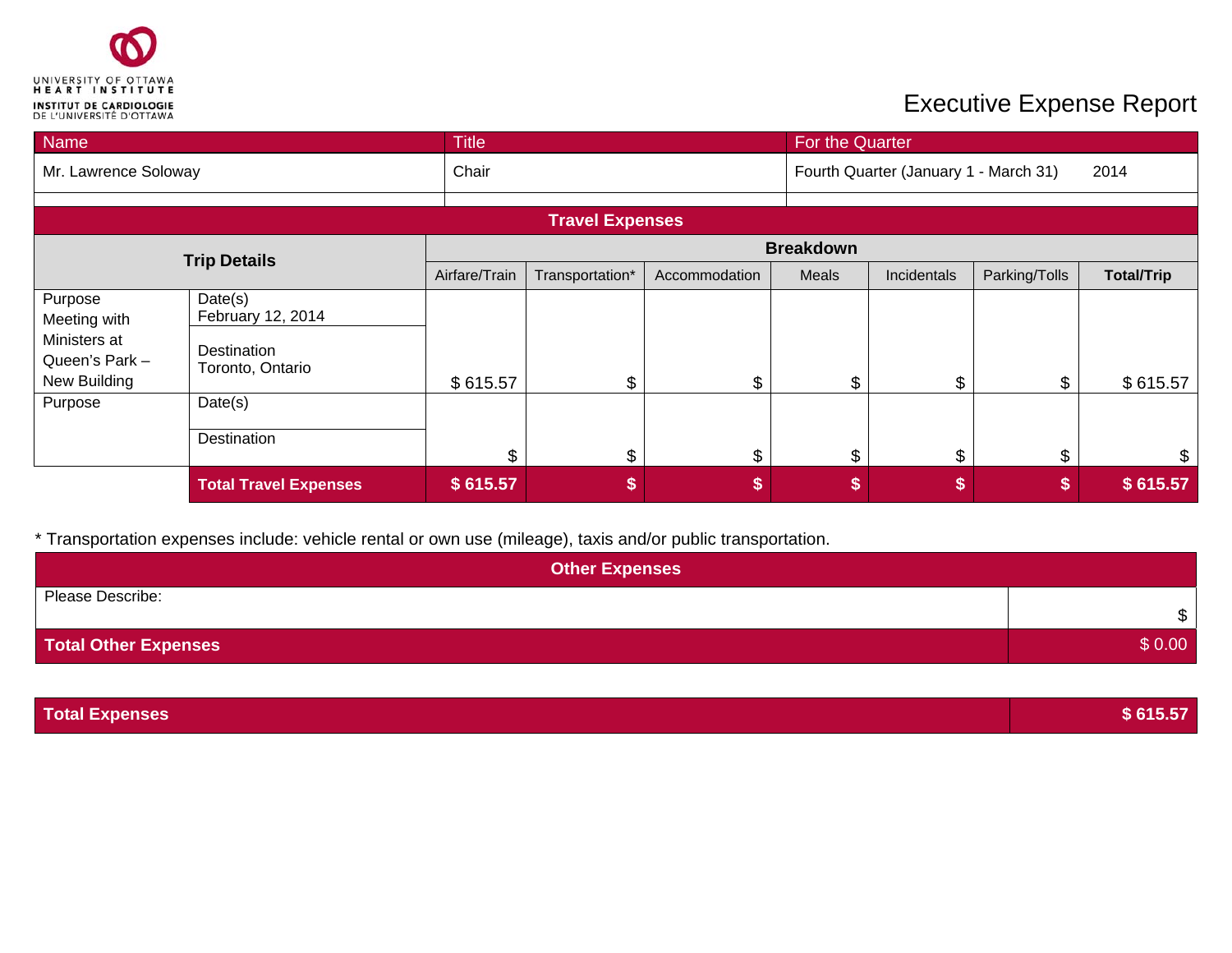UNIVERSITY OF OTTAWA HEART INSTITUTE
INSTITUT DE CARDIOLOGIE DE L'UNIVERSITÉ D'OTTAWA

# Executive Expense Report

| Name | Title | For the Quarter |
|---|---|---|
| Mr. Lawrence Soloway | Chair | Fourth Quarter (January 1 - March 31) 2014 |

## Travel Expenses

| Trip Details | | Breakdown | | | | | | |
|---|---|---|---|---|---|---|---|---|
| | | Airfare/Train | Transportation* | Accommodation | Meals | Incidentals | Parking/Tolls | **Total/Trip** |
| Purpose Meeting with Ministers at Queen's Park – New Building | Date(s) February 12, 2014 / Destination Toronto, Ontario | $ 615.57 | $ | $ | $ | $ | $ | $ 615.57 |
| Purpose | Date(s) / Destination | $ | $ | $ | $ | $ | $ | $ |
| | **Total Travel Expenses** | **$ 615.57** | **$** | **$** | **$** | **$** | **$** | **$ 615.57** |

\* Transportation expenses include: vehicle rental or own use (mileage), taxis and/or public transportation.

## Other Expenses

| Please Describe: | $ |
|---|---|
| **Total Other Expenses** | $ 0.00 |

| **Total Expenses** | **$ 615.57** |
|---|---|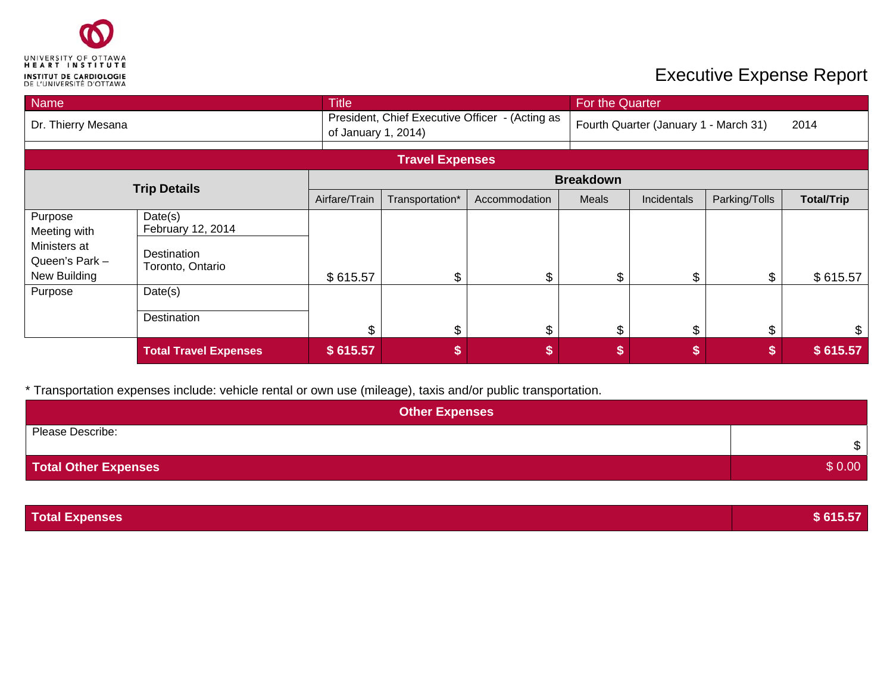UNIVERSITY OF OTTAWA HEART INSTITUTE
INSTITUT DE CARDIOLOGIE DE L'UNIVERSITÉ D'OTTAWA

# Executive Expense Report

| Name | Title | For the Quarter |
|---|---|---|
| Dr. Thierry Mesana | President, Chief Executive Officer - (Acting as of January 1, 2014) | Fourth Quarter (January 1 - March 31) 2014 |

## Travel Expenses

| Trip Details | | Breakdown | | | | | | |
|---|---|---|---|---|---|---|---|---|
| | | Airfare/Train | Transportation* | Accommodation | Meals | Incidentals | Parking/Tolls | **Total/Trip** |
| Purpose<br>Meeting with Ministers at Queen's Park – New Building | Date(s)<br>February 12, 2014<br><br>Destination<br>Toronto, Ontario | $ 615.57 | $ | $ | $ | $ | $ | $ 615.57 |
| Purpose | Date(s)<br><br>Destination | $ | $ | $ | $ | $ | $ | $ |
| | **Total Travel Expenses** | **$ 615.57** | **$** | **$** | **$** | **$** | **$** | **$ 615.57** |

* Transportation expenses include: vehicle rental or own use (mileage), taxis and/or public transportation.

## Other Expenses

| Please Describe: | $ |
|---|---|
| **Total Other Expenses** | $ 0.00 |

| **Total Expenses** | **$ 615.57** |
|---|---|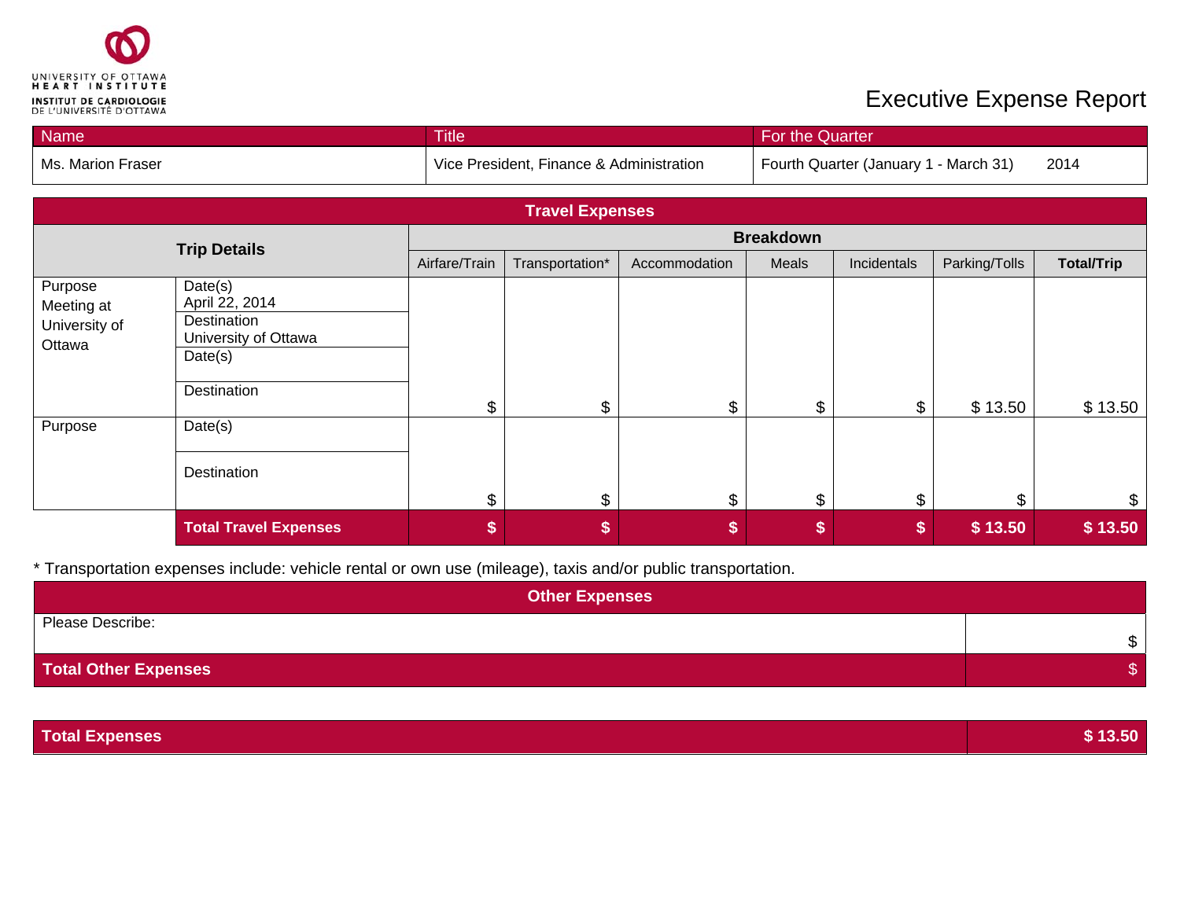UNIVERSITY OF OTTAWA HEART INSTITUTE
INSTITUT DE CARDIOLOGIE DE L'UNIVERSITÉ D'OTTAWA

# Executive Expense Report

| Name | Title | For the Quarter |
|---|---|---|
| Ms. Marion Fraser | Vice President, Finance & Administration | Fourth Quarter (January 1 - March 31) 2014 |

## Travel Expenses

| Trip Details | | Breakdown | | | | | | |
|---|---|---|---|---|---|---|---|---|
| | | Airfare/Train | Transportation* | Accommodation | Meals | Incidentals | Parking/Tolls | **Total/Trip** |
| Purpose Meeting at University of Ottawa | Date(s) April 22, 2014<br>Destination University of Ottawa<br>Date(s)<br>Destination | $ | $ | $ | $ | $ | $ 13.50 | $ 13.50 |
| Purpose | Date(s)<br>Destination | $ | $ | $ | $ | $ | $ | $ |
| | **Total Travel Expenses** | **$** | **$** | **$** | **$** | **$** | **$ 13.50** | **$ 13.50** |

* Transportation expenses include: vehicle rental or own use (mileage), taxis and/or public transportation.

## Other Expenses

| Please Describe: | $ |
|---|---|
| **Total Other Expenses** | $ |

| **Total Expenses** | **$ 13.50** |
|---|---|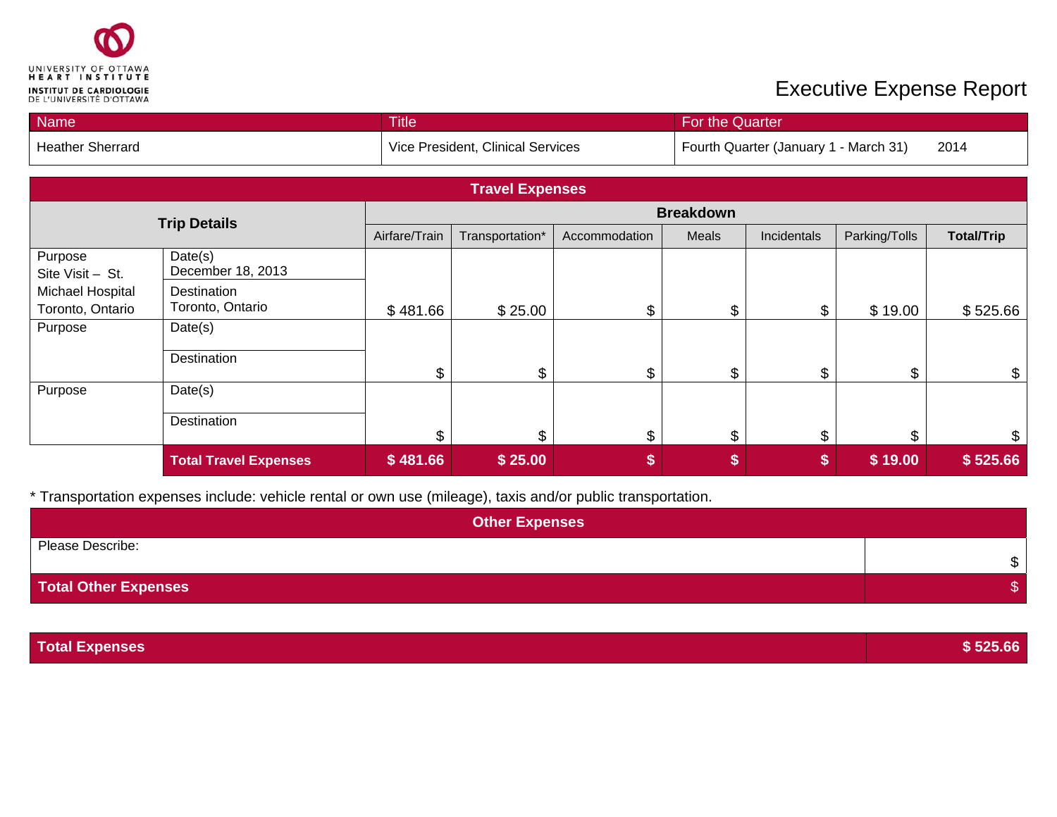UNIVERSITY OF OTTAWA HEART INSTITUTE
INSTITUT DE CARDIOLOGIE DE L'UNIVERSITÉ D'OTTAWA

# Executive Expense Report

| Name | Title | For the Quarter |
|---|---|---|
| Heather Sherrard | Vice President, Clinical Services | Fourth Quarter (January 1 - March 31) 2014 |

| **Travel Expenses** | | | | | | | | |
|---|---|---|---|---|---|---|---|---|
| **Trip Details** | | **Breakdown** | | | | | | |
| | | Airfare/Train | Transportation* | Accommodation | Meals | Incidentals | Parking/Tolls | **Total/Trip** |
| Purpose Site Visit – St. Michael Hospital Toronto, Ontario | Date(s) December 18, 2013 / Destination Toronto, Ontario | $ 481.66 | $ 25.00 | $ | $ | $ | $ 19.00 | $ 525.66 |
| Purpose | Date(s) / Destination | $ | $ | $ | $ | $ | $ | $ |
| Purpose | Date(s) / Destination | $ | $ | $ | $ | $ | $ | $ |
| | **Total Travel Expenses** | **$ 481.66** | **$ 25.00** | **$** | **$** | **$** | **$ 19.00** | **$ 525.66** |

\* Transportation expenses include: vehicle rental or own use (mileage), taxis and/or public transportation.

| **Other Expenses** | |
|---|---|
| Please Describe: | $ |
| **Total Other Expenses** | $ |

| **Total Expenses** | **$ 525.66** |
|---|---|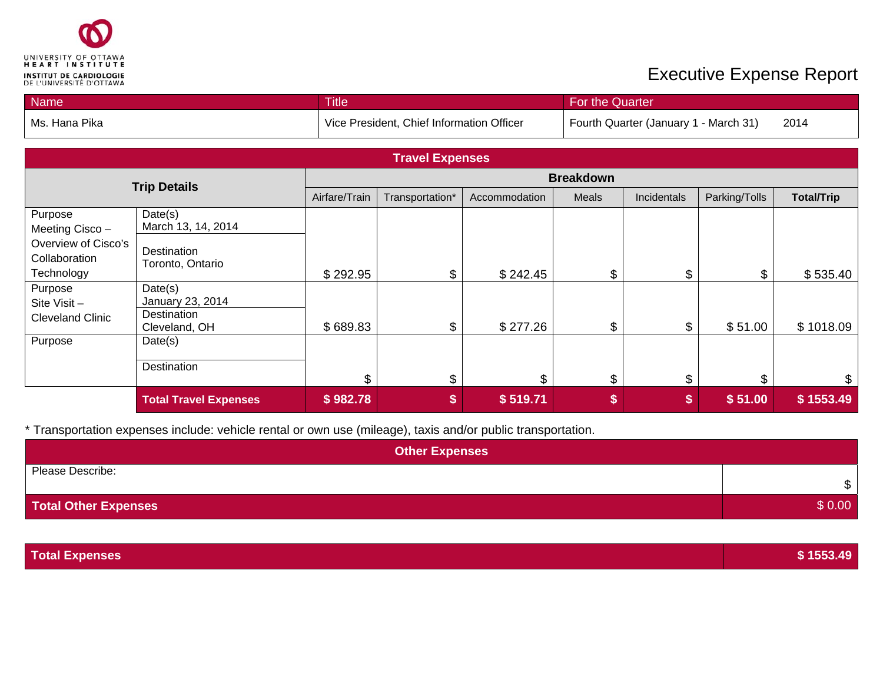UNIVERSITY OF OTTAWA HEART INSTITUTE
INSTITUT DE CARDIOLOGIE DE L'UNIVERSITÉ D'OTTAWA

# Executive Expense Report

| Name | Title | For the Quarter |
|---|---|---|
| Ms. Hana Pika | Vice President, Chief Information Officer | Fourth Quarter (January 1 - March 31) 2014 |

## Travel Expenses

| Trip Details | | Breakdown | | | | | | |
|---|---|---|---|---|---|---|---|---|
| | | Airfare/Train | Transportation* | Accommodation | Meals | Incidentals | Parking/Tolls | Total/Trip |
| Purpose Meeting Cisco – Overview of Cisco's Collaboration Technology | Date(s) March 13, 14, 2014 Destination Toronto, Ontario | $ 292.95 | $ | $ 242.45 | $ | $ | $ | $ 535.40 |
| Purpose Site Visit – Cleveland Clinic | Date(s) January 23, 2014 Destination Cleveland, OH | $ 689.83 | $ | $ 277.26 | $ | $ | $ 51.00 | $ 1018.09 |
| Purpose | Date(s) Destination | $ | $ | $ | $ | $ | $ | $ |
| | **Total Travel Expenses** | **$ 982.78** | **$** | **$ 519.71** | **$** | **$** | **$ 51.00** | **$ 1553.49** |

* Transportation expenses include: vehicle rental or own use (mileage), taxis and/or public transportation.

## Other Expenses

| | |
|---|---|
| Please Describe: | $ |
| **Total Other Expenses** | $ 0.00 |

| | |
|---|---|
| **Total Expenses** | **$ 1553.49** |